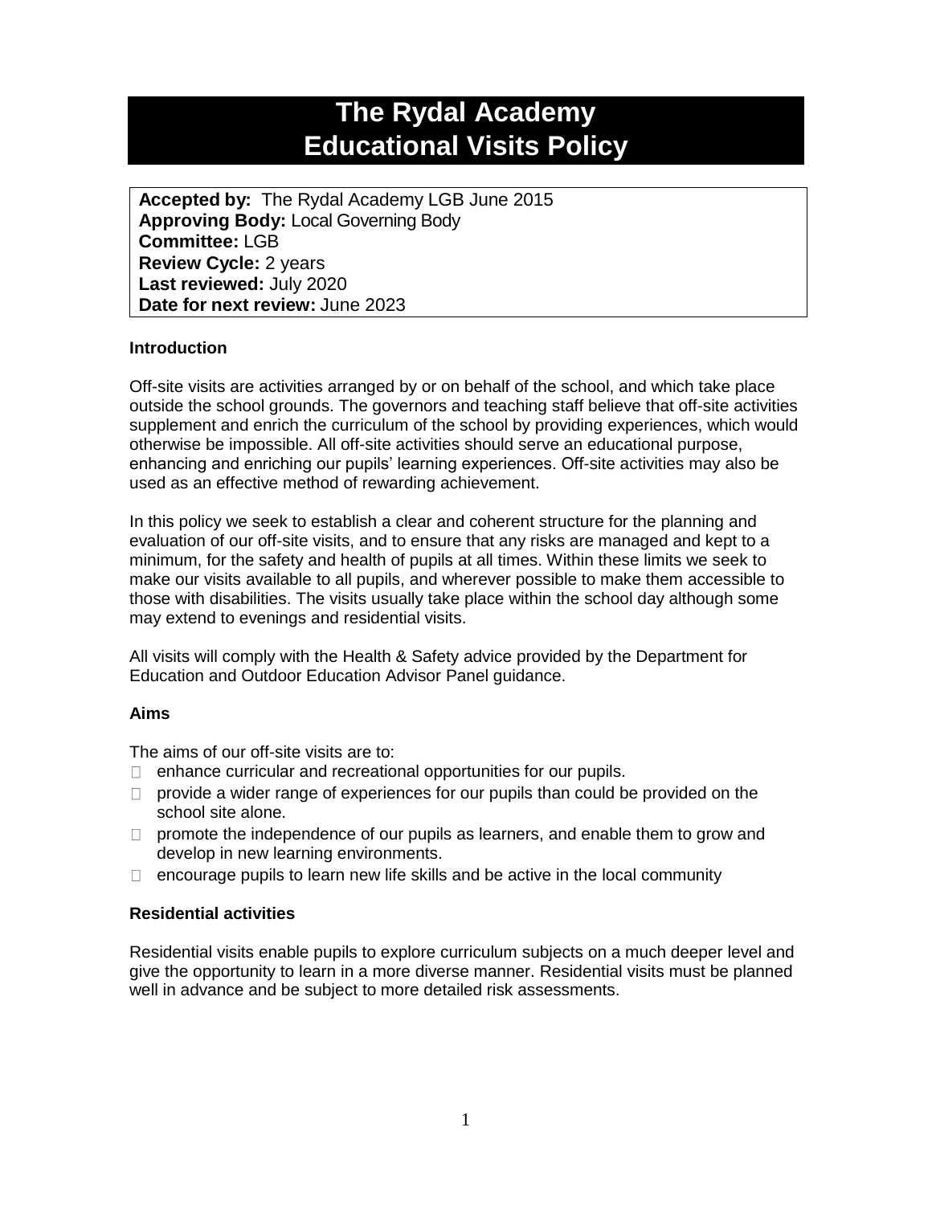# The Rydal Academy
# Educational Visits Policy

**Accepted by:** The Rydal Academy LGB June 2015
**Approving Body:** Local Governing Body
**Committee:** LGB
**Review Cycle:** 2 years
**Last reviewed:** July 2020
**Date for next review:** June 2023

**Introduction**

Off-site visits are activities arranged by or on behalf of the school, and which take place outside the school grounds. The governors and teaching staff believe that off-site activities supplement and enrich the curriculum of the school by providing experiences, which would otherwise be impossible. All off-site activities should serve an educational purpose, enhancing and enriching our pupils' learning experiences. Off-site activities may also be used as an effective method of rewarding achievement.

In this policy we seek to establish a clear and coherent structure for the planning and evaluation of our off-site visits, and to ensure that any risks are managed and kept to a minimum, for the safety and health of pupils at all times. Within these limits we seek to make our visits available to all pupils, and wherever possible to make them accessible to those with disabilities. The visits usually take place within the school day although some may extend to evenings and residential visits.

All visits will comply with the Health & Safety advice provided by the Department for Education and Outdoor Education Advisor Panel guidance.

**Aims**

The aims of our off-site visits are to:

- enhance curricular and recreational opportunities for our pupils.
- provide a wider range of experiences for our pupils than could be provided on the school site alone.
- promote the independence of our pupils as learners, and enable them to grow and develop in new learning environments.
- encourage pupils to learn new life skills and be active in the local community

**Residential activities**

Residential visits enable pupils to explore curriculum subjects on a much deeper level and give the opportunity to learn in a more diverse manner. Residential visits must be planned well in advance and be subject to more detailed risk assessments.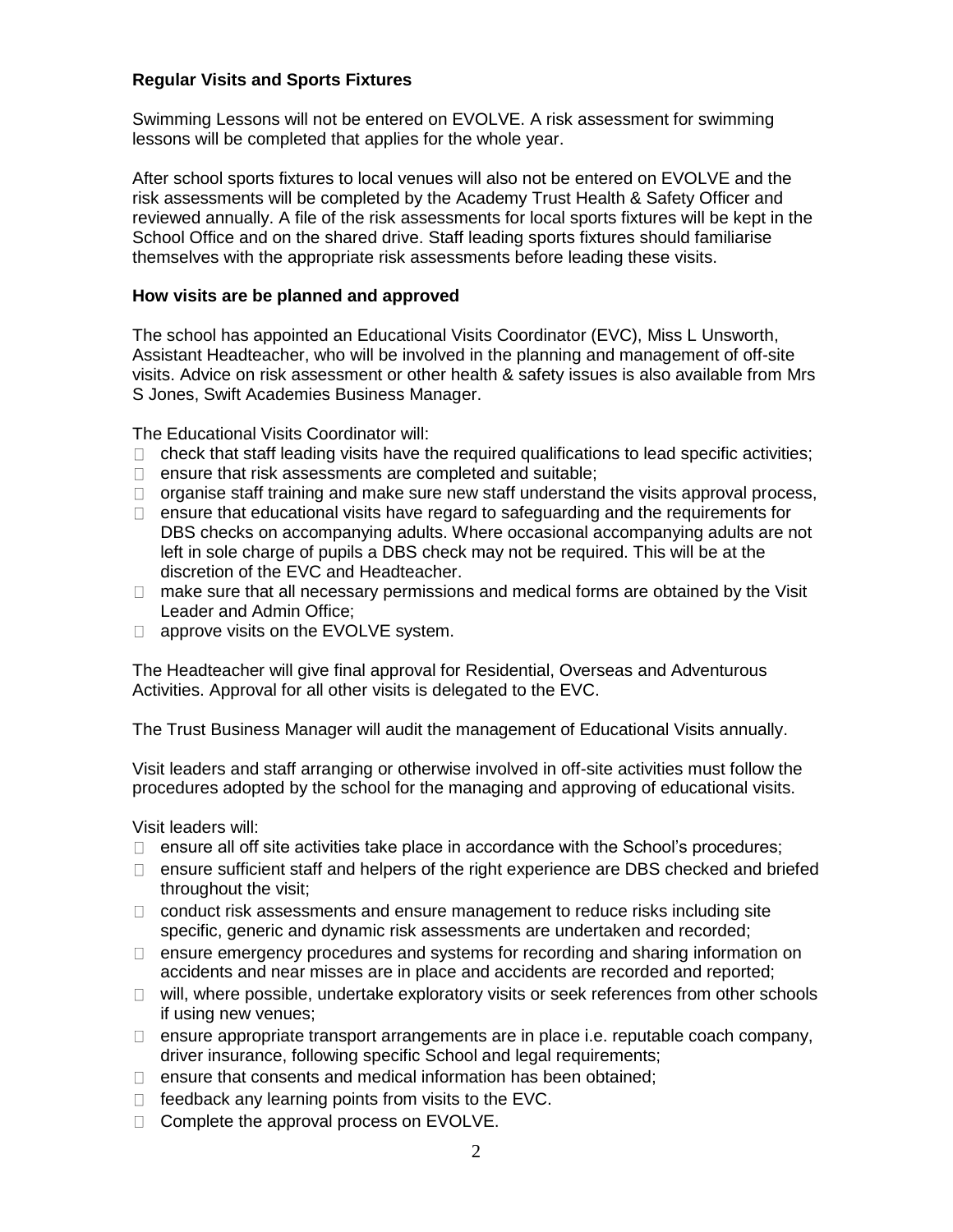**Regular Visits and Sports Fixtures**

Swimming Lessons will not be entered on EVOLVE. A risk assessment for swimming lessons will be completed that applies for the whole year.

After school sports fixtures to local venues will also not be entered on EVOLVE and the risk assessments will be completed by the Academy Trust Health & Safety Officer and reviewed annually. A file of the risk assessments for local sports fixtures will be kept in the School Office and on the shared drive. Staff leading sports fixtures should familiarise themselves with the appropriate risk assessments before leading these visits.

**How visits are be planned and approved**

The school has appointed an Educational Visits Coordinator (EVC), Miss L Unsworth, Assistant Headteacher, who will be involved in the planning and management of off-site visits. Advice on risk assessment or other health & safety issues is also available from Mrs S Jones, Swift Academies Business Manager.

The Educational Visits Coordinator will:

- check that staff leading visits have the required qualifications to lead specific activities;
- ensure that risk assessments are completed and suitable;
- organise staff training and make sure new staff understand the visits approval process,
- ensure that educational visits have regard to safeguarding and the requirements for DBS checks on accompanying adults. Where occasional accompanying adults are not left in sole charge of pupils a DBS check may not be required. This will be at the discretion of the EVC and Headteacher.
- make sure that all necessary permissions and medical forms are obtained by the Visit Leader and Admin Office;
- approve visits on the EVOLVE system.

The Headteacher will give final approval for Residential, Overseas and Adventurous Activities. Approval for all other visits is delegated to the EVC.

The Trust Business Manager will audit the management of Educational Visits annually.

Visit leaders and staff arranging or otherwise involved in off-site activities must follow the procedures adopted by the school for the managing and approving of educational visits.

Visit leaders will:

- ensure all off site activities take place in accordance with the School's procedures;
- ensure sufficient staff and helpers of the right experience are DBS checked and briefed throughout the visit;
- conduct risk assessments and ensure management to reduce risks including site specific, generic and dynamic risk assessments are undertaken and recorded;
- ensure emergency procedures and systems for recording and sharing information on accidents and near misses are in place and accidents are recorded and reported;
- will, where possible, undertake exploratory visits or seek references from other schools if using new venues;
- ensure appropriate transport arrangements are in place i.e. reputable coach company, driver insurance, following specific School and legal requirements;
- ensure that consents and medical information has been obtained;
- feedback any learning points from visits to the EVC.
- Complete the approval process on EVOLVE.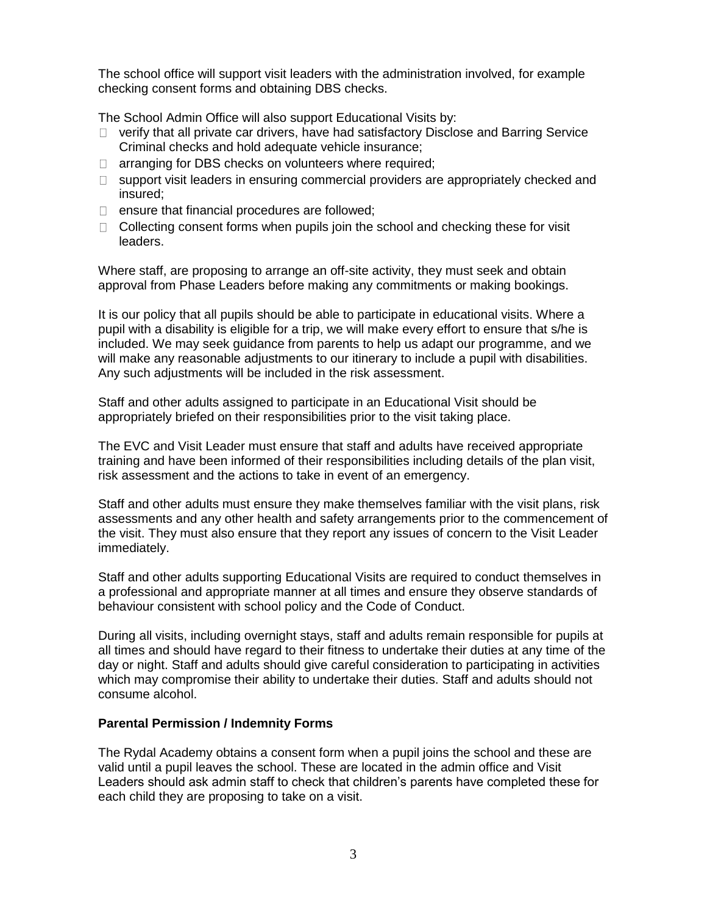The school office will support visit leaders with the administration involved, for example checking consent forms and obtaining DBS checks.

The School Admin Office will also support Educational Visits by:

- verify that all private car drivers, have had satisfactory Disclose and Barring Service Criminal checks and hold adequate vehicle insurance;
- arranging for DBS checks on volunteers where required;
- support visit leaders in ensuring commercial providers are appropriately checked and insured;
- ensure that financial procedures are followed;
- Collecting consent forms when pupils join the school and checking these for visit leaders.

Where staff, are proposing to arrange an off-site activity, they must seek and obtain approval from Phase Leaders before making any commitments or making bookings.

It is our policy that all pupils should be able to participate in educational visits. Where a pupil with a disability is eligible for a trip, we will make every effort to ensure that s/he is included. We may seek guidance from parents to help us adapt our programme, and we will make any reasonable adjustments to our itinerary to include a pupil with disabilities. Any such adjustments will be included in the risk assessment.

Staff and other adults assigned to participate in an Educational Visit should be appropriately briefed on their responsibilities prior to the visit taking place.

The EVC and Visit Leader must ensure that staff and adults have received appropriate training and have been informed of their responsibilities including details of the plan visit, risk assessment and the actions to take in event of an emergency.

Staff and other adults must ensure they make themselves familiar with the visit plans, risk assessments and any other health and safety arrangements prior to the commencement of the visit. They must also ensure that they report any issues of concern to the Visit Leader immediately.

Staff and other adults supporting Educational Visits are required to conduct themselves in a professional and appropriate manner at all times and ensure they observe standards of behaviour consistent with school policy and the Code of Conduct.

During all visits, including overnight stays, staff and adults remain responsible for pupils at all times and should have regard to their fitness to undertake their duties at any time of the day or night. Staff and adults should give careful consideration to participating in activities which may compromise their ability to undertake their duties. Staff and adults should not consume alcohol.

**Parental Permission / Indemnity Forms**

The Rydal Academy obtains a consent form when a pupil joins the school and these are valid until a pupil leaves the school. These are located in the admin office and Visit Leaders should ask admin staff to check that children's parents have completed these for each child they are proposing to take on a visit.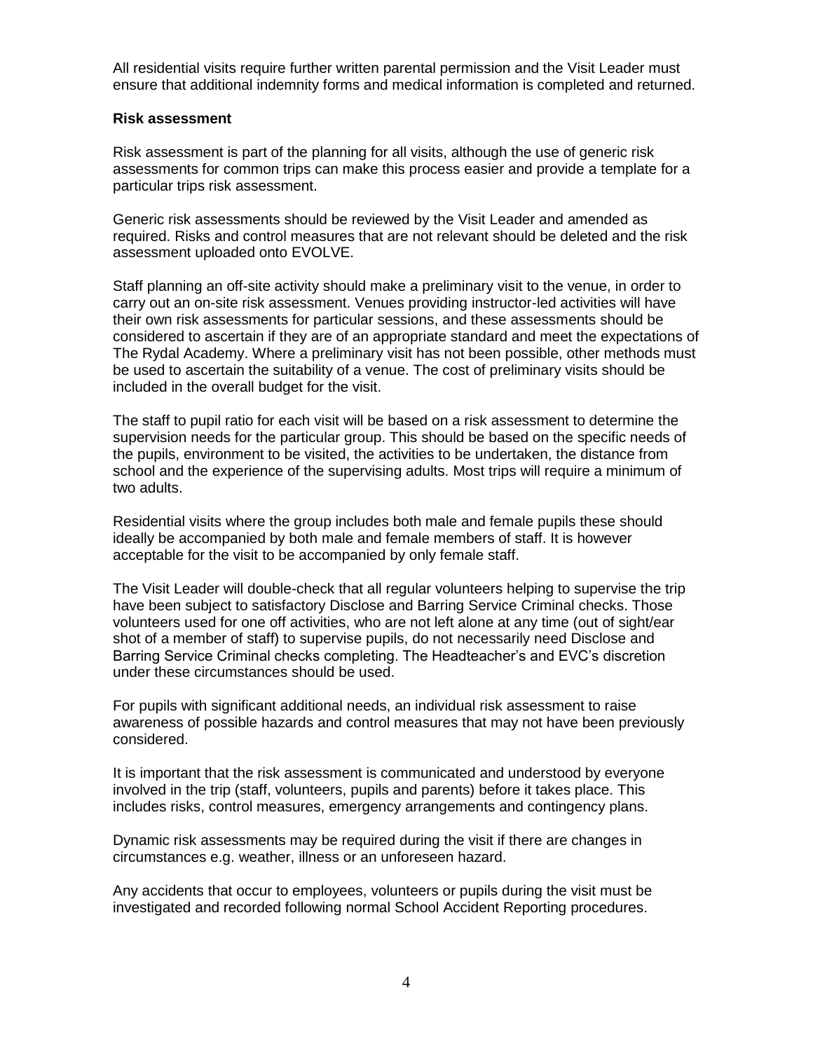All residential visits require further written parental permission and the Visit Leader must ensure that additional indemnity forms and medical information is completed and returned.

**Risk assessment**

Risk assessment is part of the planning for all visits, although the use of generic risk assessments for common trips can make this process easier and provide a template for a particular trips risk assessment.

Generic risk assessments should be reviewed by the Visit Leader and amended as required. Risks and control measures that are not relevant should be deleted and the risk assessment uploaded onto EVOLVE.

Staff planning an off-site activity should make a preliminary visit to the venue, in order to carry out an on-site risk assessment. Venues providing instructor-led activities will have their own risk assessments for particular sessions, and these assessments should be considered to ascertain if they are of an appropriate standard and meet the expectations of The Rydal Academy. Where a preliminary visit has not been possible, other methods must be used to ascertain the suitability of a venue. The cost of preliminary visits should be included in the overall budget for the visit.

The staff to pupil ratio for each visit will be based on a risk assessment to determine the supervision needs for the particular group. This should be based on the specific needs of the pupils, environment to be visited, the activities to be undertaken, the distance from school and the experience of the supervising adults. Most trips will require a minimum of two adults.

Residential visits where the group includes both male and female pupils these should ideally be accompanied by both male and female members of staff. It is however acceptable for the visit to be accompanied by only female staff.

The Visit Leader will double-check that all regular volunteers helping to supervise the trip have been subject to satisfactory Disclose and Barring Service Criminal checks. Those volunteers used for one off activities, who are not left alone at any time (out of sight/ear shot of a member of staff) to supervise pupils, do not necessarily need Disclose and Barring Service Criminal checks completing. The Headteacher's and EVC's discretion under these circumstances should be used.

For pupils with significant additional needs, an individual risk assessment to raise awareness of possible hazards and control measures that may not have been previously considered.

It is important that the risk assessment is communicated and understood by everyone involved in the trip (staff, volunteers, pupils and parents) before it takes place. This includes risks, control measures, emergency arrangements and contingency plans.

Dynamic risk assessments may be required during the visit if there are changes in circumstances e.g. weather, illness or an unforeseen hazard.

Any accidents that occur to employees, volunteers or pupils during the visit must be investigated and recorded following normal School Accident Reporting procedures.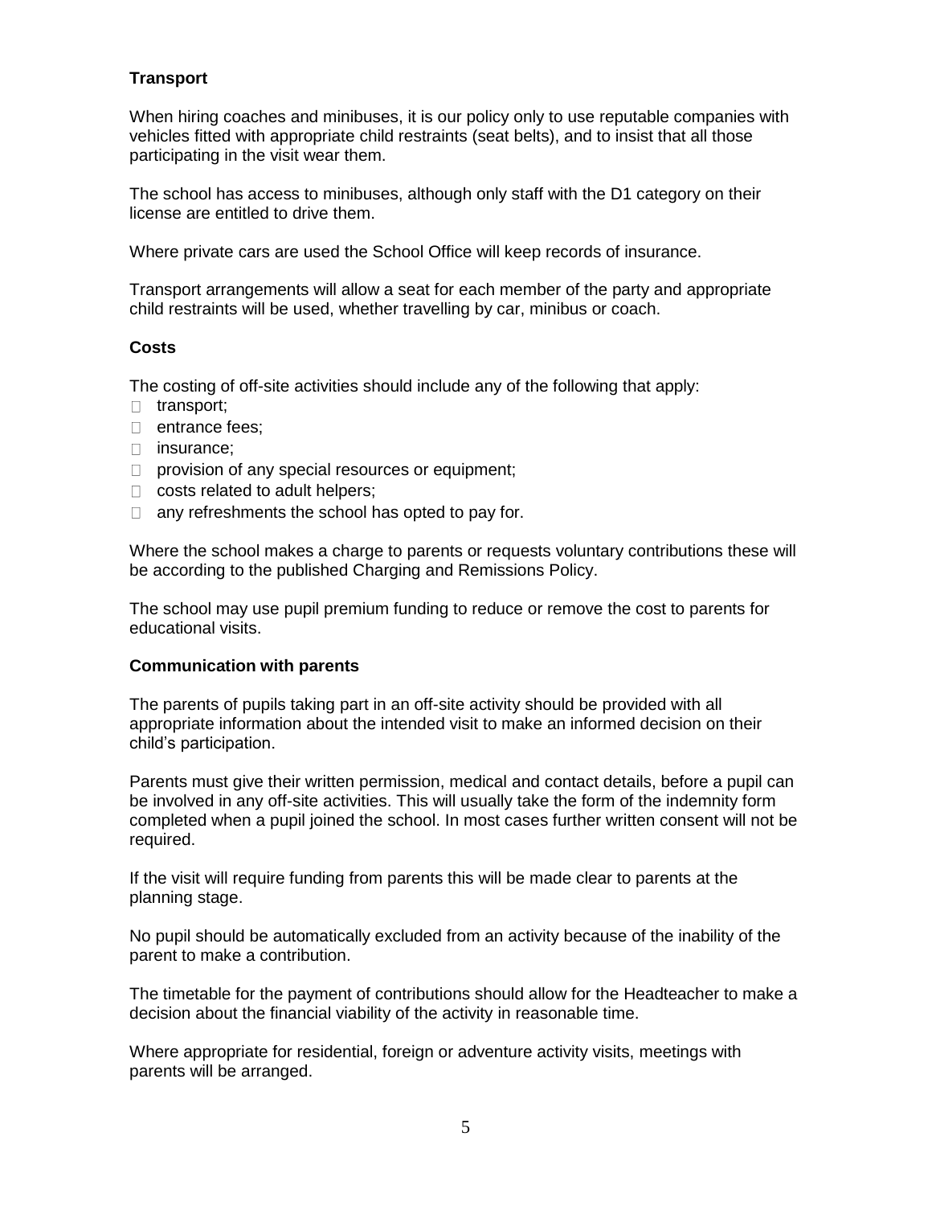**Transport**

When hiring coaches and minibuses, it is our policy only to use reputable companies with vehicles fitted with appropriate child restraints (seat belts), and to insist that all those participating in the visit wear them.

The school has access to minibuses, although only staff with the D1 category on their license are entitled to drive them.

Where private cars are used the School Office will keep records of insurance.

Transport arrangements will allow a seat for each member of the party and appropriate child restraints will be used, whether travelling by car, minibus or coach.

**Costs**

The costing of off-site activities should include any of the following that apply:

- transport;
- entrance fees;
- insurance;
- provision of any special resources or equipment;
- costs related to adult helpers;
- any refreshments the school has opted to pay for.

Where the school makes a charge to parents or requests voluntary contributions these will be according to the published Charging and Remissions Policy.

The school may use pupil premium funding to reduce or remove the cost to parents for educational visits.

**Communication with parents**

The parents of pupils taking part in an off-site activity should be provided with all appropriate information about the intended visit to make an informed decision on their child's participation.

Parents must give their written permission, medical and contact details, before a pupil can be involved in any off-site activities. This will usually take the form of the indemnity form completed when a pupil joined the school. In most cases further written consent will not be required.

If the visit will require funding from parents this will be made clear to parents at the planning stage.

No pupil should be automatically excluded from an activity because of the inability of the parent to make a contribution.

The timetable for the payment of contributions should allow for the Headteacher to make a decision about the financial viability of the activity in reasonable time.

Where appropriate for residential, foreign or adventure activity visits, meetings with parents will be arranged.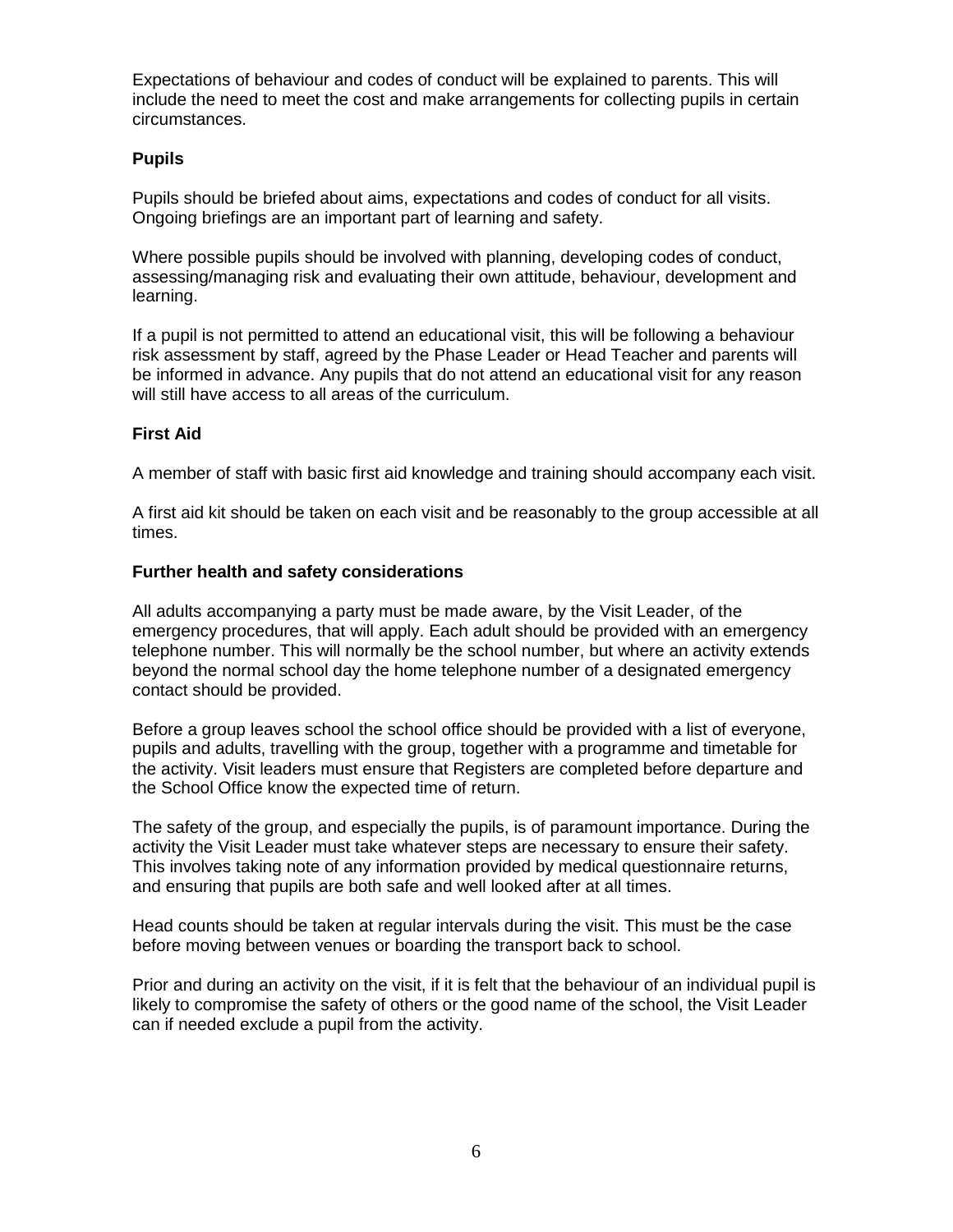Expectations of behaviour and codes of conduct will be explained to parents. This will include the need to meet the cost and make arrangements for collecting pupils in certain circumstances.

**Pupils**

Pupils should be briefed about aims, expectations and codes of conduct for all visits. Ongoing briefings are an important part of learning and safety.

Where possible pupils should be involved with planning, developing codes of conduct, assessing/managing risk and evaluating their own attitude, behaviour, development and learning.

If a pupil is not permitted to attend an educational visit, this will be following a behaviour risk assessment by staff, agreed by the Phase Leader or Head Teacher and parents will be informed in advance. Any pupils that do not attend an educational visit for any reason will still have access to all areas of the curriculum.

**First Aid**

A member of staff with basic first aid knowledge and training should accompany each visit.

A first aid kit should be taken on each visit and be reasonably to the group accessible at all times.

**Further health and safety considerations**

All adults accompanying a party must be made aware, by the Visit Leader, of the emergency procedures, that will apply. Each adult should be provided with an emergency telephone number. This will normally be the school number, but where an activity extends beyond the normal school day the home telephone number of a designated emergency contact should be provided.

Before a group leaves school the school office should be provided with a list of everyone, pupils and adults, travelling with the group, together with a programme and timetable for the activity. Visit leaders must ensure that Registers are completed before departure and the School Office know the expected time of return.

The safety of the group, and especially the pupils, is of paramount importance. During the activity the Visit Leader must take whatever steps are necessary to ensure their safety. This involves taking note of any information provided by medical questionnaire returns, and ensuring that pupils are both safe and well looked after at all times.

Head counts should be taken at regular intervals during the visit. This must be the case before moving between venues or boarding the transport back to school.

Prior and during an activity on the visit, if it is felt that the behaviour of an individual pupil is likely to compromise the safety of others or the good name of the school, the Visit Leader can if needed exclude a pupil from the activity.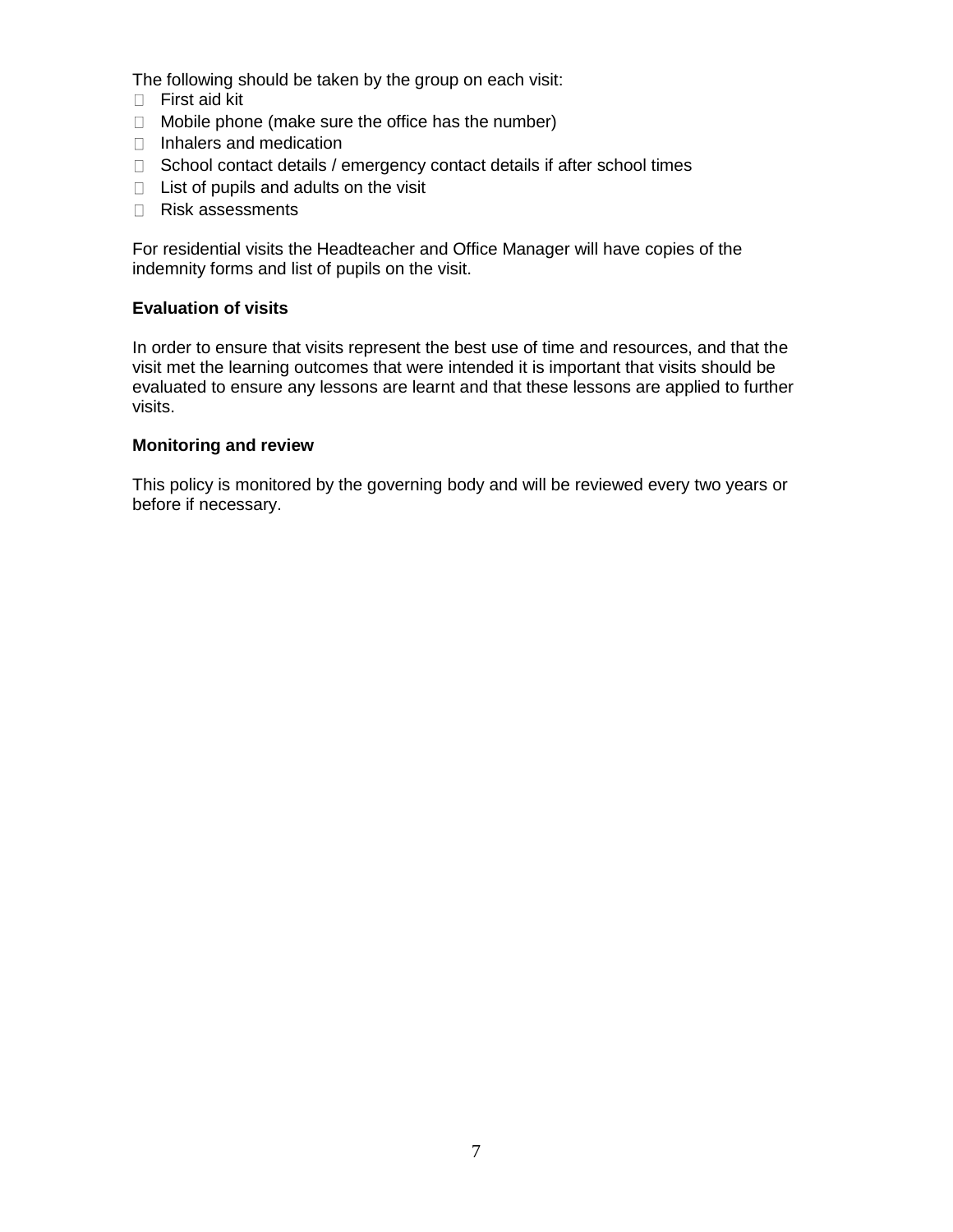The following should be taken by the group on each visit:

- First aid kit
- Mobile phone (make sure the office has the number)
- Inhalers and medication
- School contact details / emergency contact details if after school times
- List of pupils and adults on the visit
- Risk assessments

For residential visits the Headteacher and Office Manager will have copies of the indemnity forms and list of pupils on the visit.

**Evaluation of visits**

In order to ensure that visits represent the best use of time and resources, and that the visit met the learning outcomes that were intended it is important that visits should be evaluated to ensure any lessons are learnt and that these lessons are applied to further visits.

**Monitoring and review**

This policy is monitored by the governing body and will be reviewed every two years or before if necessary.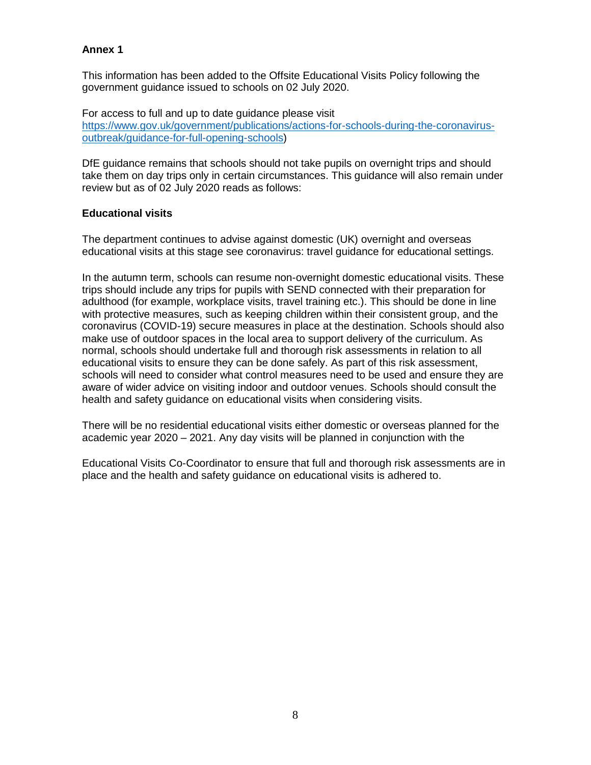**Annex 1**

This information has been added to the Offsite Educational Visits Policy following the government guidance issued to schools on 02 July 2020.

For access to full and up to date guidance please visit [https://www.gov.uk/government/publications/actions-for-schools-during-the-coronavirus-outbreak/guidance-for-full-opening-schools](https://www.gov.uk/government/publications/actions-for-schools-during-the-coronavirus-outbreak/guidance-for-full-opening-schools))

DfE guidance remains that schools should not take pupils on overnight trips and should take them on day trips only in certain circumstances. This guidance will also remain under review but as of 02 July 2020 reads as follows:

**Educational visits**

The department continues to advise against domestic (UK) overnight and overseas educational visits at this stage see coronavirus: travel guidance for educational settings.

In the autumn term, schools can resume non-overnight domestic educational visits. These trips should include any trips for pupils with SEND connected with their preparation for adulthood (for example, workplace visits, travel training etc.). This should be done in line with protective measures, such as keeping children within their consistent group, and the coronavirus (COVID-19) secure measures in place at the destination. Schools should also make use of outdoor spaces in the local area to support delivery of the curriculum. As normal, schools should undertake full and thorough risk assessments in relation to all educational visits to ensure they can be done safely. As part of this risk assessment, schools will need to consider what control measures need to be used and ensure they are aware of wider advice on visiting indoor and outdoor venues. Schools should consult the health and safety guidance on educational visits when considering visits.

There will be no residential educational visits either domestic or overseas planned for the academic year 2020 – 2021. Any day visits will be planned in conjunction with the

Educational Visits Co-Coordinator to ensure that full and thorough risk assessments are in place and the health and safety guidance on educational visits is adhered to.